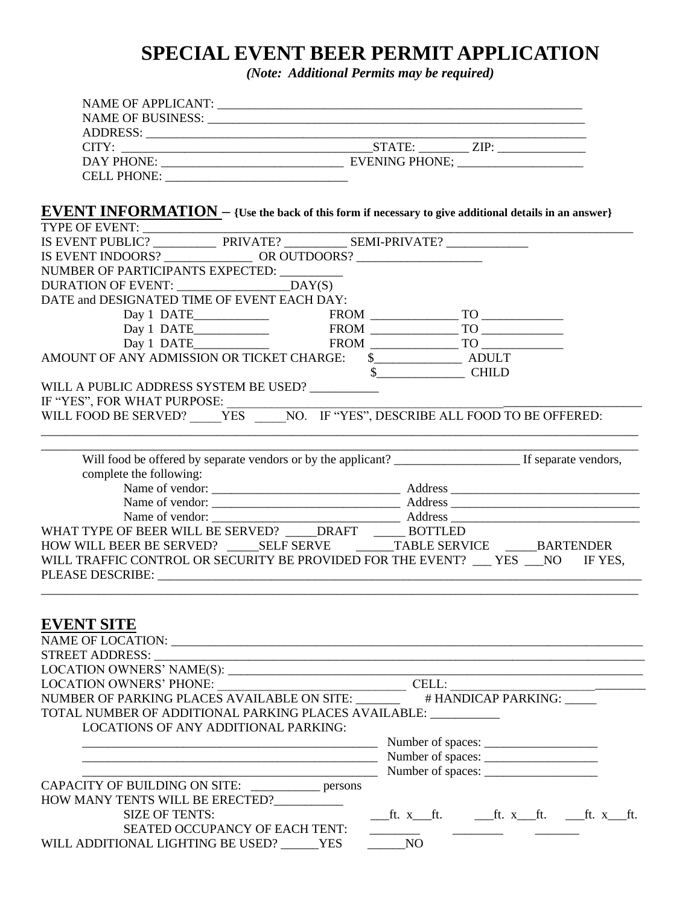# SPECIAL EVENT BEER PERMIT APPLICATION

*(Note: Additional Permits may be required)*

NAME OF APPLICANT: ___________________________________________________________

NAME OF BUSINESS: ____________________________________________________________

ADDRESS: ____________________________________________________________________

CITY: ______________________________________STATE: ________ ZIP: ______________

DAY PHONE: _____________________________ EVENING PHONE; ____________________

CELL PHONE: _____________________________

## EVENT INFORMATION – {Use the back of this form if necessary to give additional details in an answer}

TYPE OF EVENT: ______________________________________________________________________________

IS EVENT PUBLIC? __________ PRIVATE? __________ SEMI-PRIVATE? _____________

IS EVENT INDOORS? ______________ OR OUTDOORS? ____________________

NUMBER OF PARTICIPANTS EXPECTED: __________

DURATION OF EVENT: _________________DAY(S)

DATE and DESIGNATED TIME OF EVENT EACH DAY:

Day 1 DATE____________ FROM ______________ TO _____________

Day 1 DATE____________ FROM ______________ TO _____________

Day 1 DATE____________ FROM ______________ TO _____________

AMOUNT OF ANY ADMISSION OR TICKET CHARGE: $______________ ADULT

$______________ CHILD

WILL A PUBLIC ADDRESS SYSTEM BE USED? ___________

IF "YES", FOR WHAT PURPOSE: ____________________________________________________________________

WILL FOOD BE SERVED? _____YES _____NO. IF "YES", DESCRIBE ALL FOOD TO BE OFFERED:

_______________________________________________________________________________________________

_______________________________________________________________________________________________

Will food be offered by separate vendors or by the applicant? ____________________ If separate vendors, complete the following:

Name of vendor: ______________________________ Address ______________________________

Name of vendor: ______________________________ Address ______________________________

Name of vendor: ______________________________ Address ______________________________

WHAT TYPE OF BEER WILL BE SERVED? _____DRAFT _____ BOTTLED

HOW WILL BEER BE SERVED? _____SELF SERVE ______TABLE SERVICE _____BARTENDER

WILL TRAFFIC CONTROL OR SECURITY BE PROVIDED FOR THE EVENT? ___ YES ___NO IF YES, PLEASE DESCRIBE: ___________________________________________________________________________

_______________________________________________________________________________________________

## EVENT SITE

NAME OF LOCATION: ___________________________________________________________________________

STREET ADDRESS: _____________________________________________________________________________

LOCATION OWNERS' NAME(S): ___________________________________________________________________

LOCATION OWNERS' PHONE: _____________________________ CELL: _______________________________

NUMBER OF PARKING PLACES AVAILABLE ON SITE: _______ # HANDICAP PARKING: _____

TOTAL NUMBER OF ADDITIONAL PARKING PLACES AVAILABLE: ___________

LOCATIONS OF ANY ADDITIONAL PARKING:

_______________________________________________ Number of spaces: __________________

_______________________________________________ Number of spaces: __________________

_______________________________________________ Number of spaces: __________________

CAPACITY OF BUILDING ON SITE: ___________ persons

HOW MANY TENTS WILL BE ERECTED?___________

SIZE OF TENTS: ___ft. x___ft. ___ft. x___ft. ___ft. x___ft.

SEATED OCCUPANCY OF EACH TENT: ________ ________ _______

WILL ADDITIONAL LIGHTING BE USED? ______YES ______NO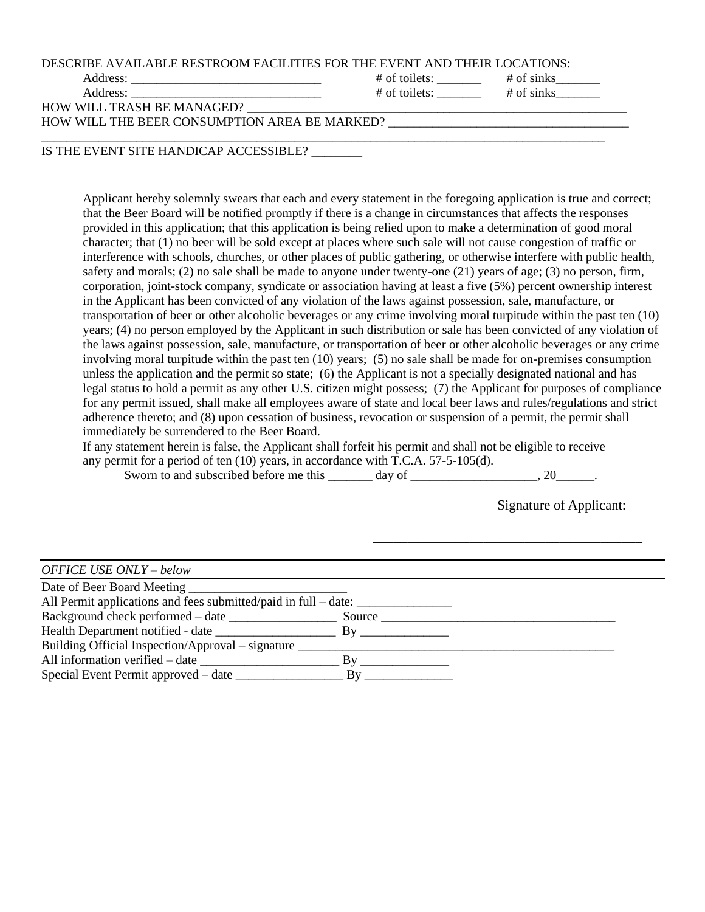DESCRIBE AVAILABLE RESTROOM FACILITIES FOR THE EVENT AND THEIR LOCATIONS:

Address: ______________________________ # of toilets: _______ # of sinks_______

Address: ______________________________ # of toilets: _______ # of sinks_______

HOW WILL TRASH BE MANAGED? ______________________________________________________________

HOW WILL THE BEER CONSUMPTION AREA BE MARKED? ______________________________________

_____________________________________________________________________________________________

IS THE EVENT SITE HANDICAP ACCESSIBLE? ________

Applicant hereby solemnly swears that each and every statement in the foregoing application is true and correct; that the Beer Board will be notified promptly if there is a change in circumstances that affects the responses provided in this application; that this application is being relied upon to make a determination of good moral character; that (1) no beer will be sold except at places where such sale will not cause congestion of traffic or interference with schools, churches, or other places of public gathering, or otherwise interfere with public health, safety and morals; (2) no sale shall be made to anyone under twenty-one (21) years of age; (3) no person, firm, corporation, joint-stock company, syndicate or association having at least a five (5%) percent ownership interest in the Applicant has been convicted of any violation of the laws against possession, sale, manufacture, or transportation of beer or other alcoholic beverages or any crime involving moral turpitude within the past ten (10) years; (4) no person employed by the Applicant in such distribution or sale has been convicted of any violation of the laws against possession, sale, manufacture, or transportation of beer or other alcoholic beverages or any crime involving moral turpitude within the past ten (10) years; (5) no sale shall be made for on-premises consumption unless the application and the permit so state; (6) the Applicant is not a specially designated national and has legal status to hold a permit as any other U.S. citizen might possess; (7) the Applicant for purposes of compliance for any permit issued, shall make all employees aware of state and local beer laws and rules/regulations and strict adherence thereto; and (8) upon cessation of business, revocation or suspension of a permit, the permit shall immediately be surrendered to the Beer Board.

If any statement herein is false, the Applicant shall forfeit his permit and shall not be eligible to receive any permit for a period of ten (10) years, in accordance with T.C.A. 57-5-105(d).

Sworn to and subscribed before me this _______ day of ____________________, 20______.

Signature of Applicant:

__________________________________________

---

*OFFICE USE ONLY – below*

Date of Beer Board Meeting _________________________

All Permit applications and fees submitted/paid in full – date: _______________

Background check performed – date _________________ Source _____________________________________

Health Department notified - date ___________________ By ______________

Building Official Inspection/Approval – signature _____________________________________________________

All information verified – date ______________________ By ______________

Special Event Permit approved – date _________________ By ______________